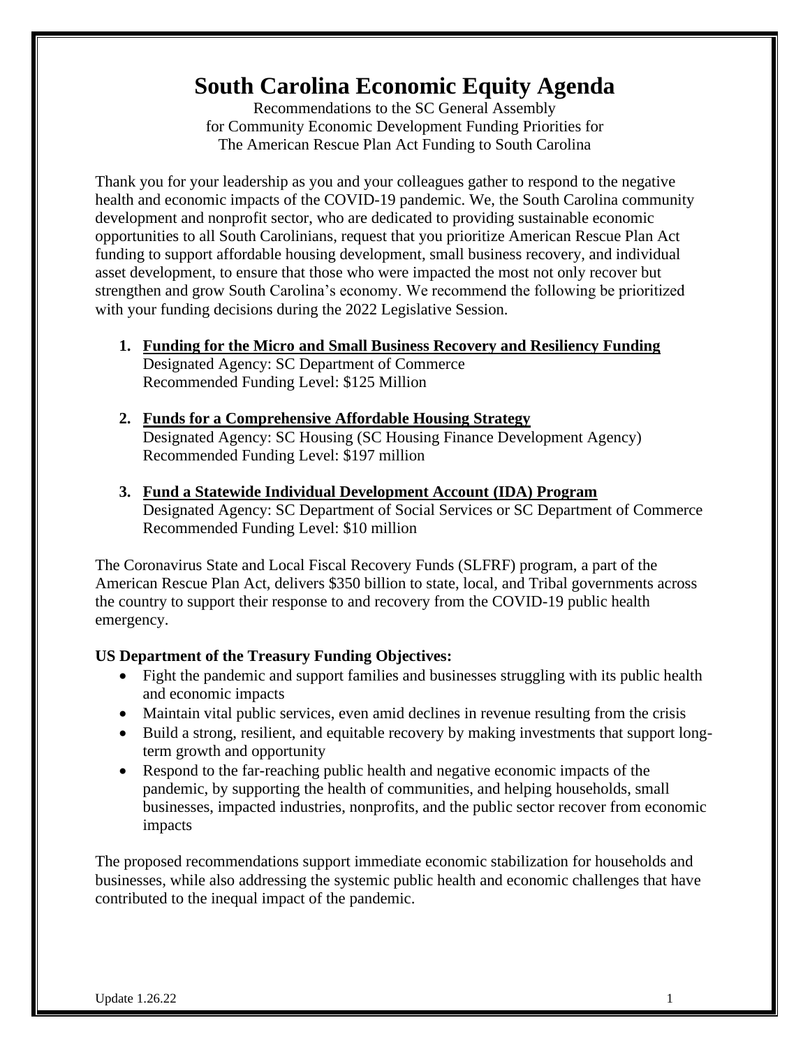# South Carolina Economic Equity Agenda

Recommendations to the SC General Assembly
for Community Economic Development Funding Priorities for
The American Rescue Plan Act Funding to South Carolina

Thank you for your leadership as you and your colleagues gather to respond to the negative health and economic impacts of the COVID-19 pandemic. We, the South Carolina community development and nonprofit sector, who are dedicated to providing sustainable economic opportunities to all South Carolinians, request that you prioritize American Rescue Plan Act funding to support affordable housing development, small business recovery, and individual asset development, to ensure that those who were impacted the most not only recover but strengthen and grow South Carolina's economy. We recommend the following be prioritized with your funding decisions during the 2022 Legislative Session.

1. **Funding for the Micro and Small Business Recovery and Resiliency Funding**
   Designated Agency: SC Department of Commerce
   Recommended Funding Level: $125 Million

2. **Funds for a Comprehensive Affordable Housing Strategy**
   Designated Agency: SC Housing (SC Housing Finance Development Agency)
   Recommended Funding Level: $197 million

3. **Fund a Statewide Individual Development Account (IDA) Program**
   Designated Agency: SC Department of Social Services or SC Department of Commerce
   Recommended Funding Level: $10 million

The Coronavirus State and Local Fiscal Recovery Funds (SLFRF) program, a part of the American Rescue Plan Act, delivers $350 billion to state, local, and Tribal governments across the country to support their response to and recovery from the COVID-19 public health emergency.

**US Department of the Treasury Funding Objectives:**

- Fight the pandemic and support families and businesses struggling with its public health and economic impacts
- Maintain vital public services, even amid declines in revenue resulting from the crisis
- Build a strong, resilient, and equitable recovery by making investments that support long-term growth and opportunity
- Respond to the far-reaching public health and negative economic impacts of the pandemic, by supporting the health of communities, and helping households, small businesses, impacted industries, nonprofits, and the public sector recover from economic impacts

The proposed recommendations support immediate economic stabilization for households and businesses, while also addressing the systemic public health and economic challenges that have contributed to the inequal impact of the pandemic.

Update 1.26.22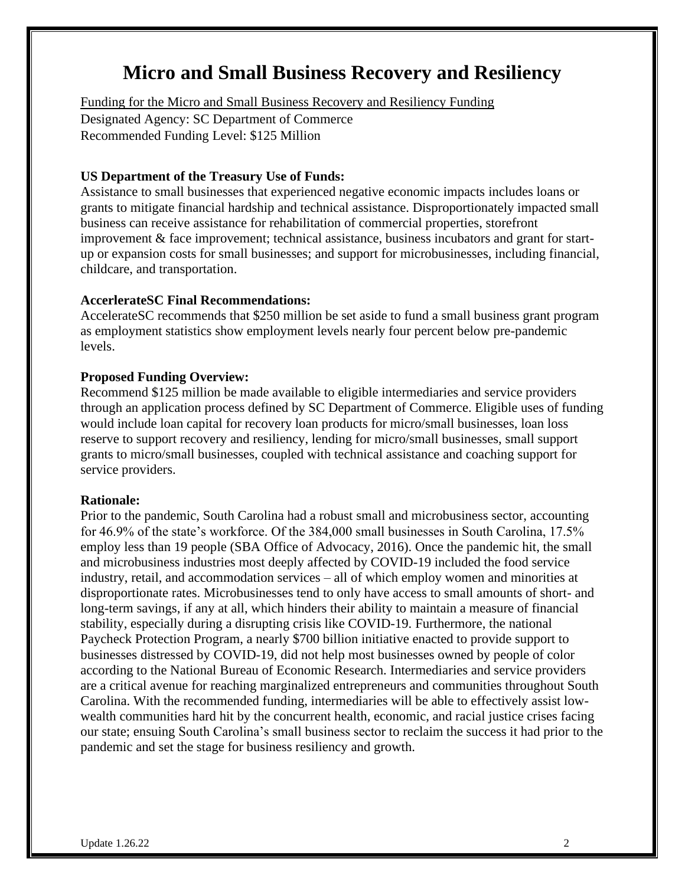# Micro and Small Business Recovery and Resiliency

Funding for the Micro and Small Business Recovery and Resiliency Funding
Designated Agency: SC Department of Commerce
Recommended Funding Level: $125 Million

**US Department of the Treasury Use of Funds:**
Assistance to small businesses that experienced negative economic impacts includes loans or grants to mitigate financial hardship and technical assistance. Disproportionately impacted small business can receive assistance for rehabilitation of commercial properties, storefront improvement & face improvement; technical assistance, business incubators and grant for start-up or expansion costs for small businesses; and support for microbusinesses, including financial, childcare, and transportation.

**AccerlerateSC Final Recommendations:**
AccelerateSC recommends that $250 million be set aside to fund a small business grant program as employment statistics show employment levels nearly four percent below pre-pandemic levels.

**Proposed Funding Overview:**
Recommend $125 million be made available to eligible intermediaries and service providers through an application process defined by SC Department of Commerce. Eligible uses of funding would include loan capital for recovery loan products for micro/small businesses, loan loss reserve to support recovery and resiliency, lending for micro/small businesses, small support grants to micro/small businesses, coupled with technical assistance and coaching support for service providers.

**Rationale:**
Prior to the pandemic, South Carolina had a robust small and microbusiness sector, accounting for 46.9% of the state's workforce. Of the 384,000 small businesses in South Carolina, 17.5% employ less than 19 people (SBA Office of Advocacy, 2016). Once the pandemic hit, the small and microbusiness industries most deeply affected by COVID-19 included the food service industry, retail, and accommodation services – all of which employ women and minorities at disproportionate rates. Microbusinesses tend to only have access to small amounts of short- and long-term savings, if any at all, which hinders their ability to maintain a measure of financial stability, especially during a disrupting crisis like COVID-19. Furthermore, the national Paycheck Protection Program, a nearly $700 billion initiative enacted to provide support to businesses distressed by COVID-19, did not help most businesses owned by people of color according to the National Bureau of Economic Research. Intermediaries and service providers are a critical avenue for reaching marginalized entrepreneurs and communities throughout South Carolina. With the recommended funding, intermediaries will be able to effectively assist low-wealth communities hard hit by the concurrent health, economic, and racial justice crises facing our state; ensuing South Carolina's small business sector to reclaim the success it had prior to the pandemic and set the stage for business resiliency and growth.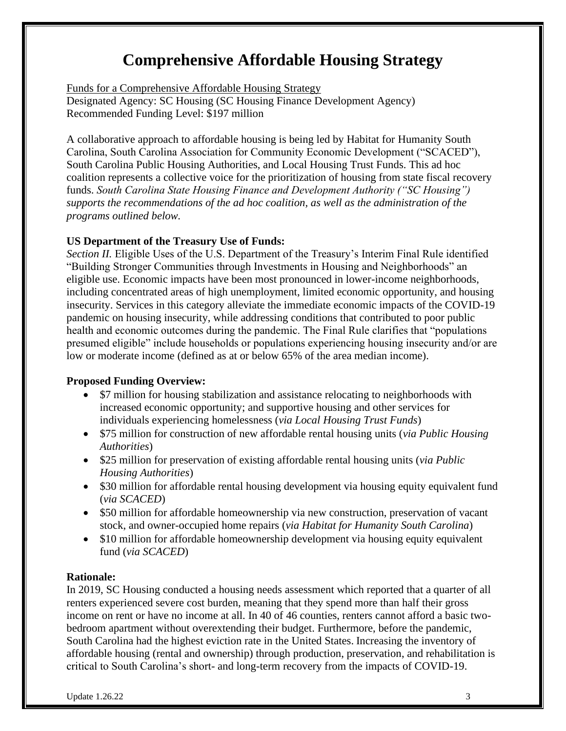# Comprehensive Affordable Housing Strategy

Funds for a Comprehensive Affordable Housing Strategy
Designated Agency: SC Housing (SC Housing Finance Development Agency)
Recommended Funding Level: $197 million

A collaborative approach to affordable housing is being led by Habitat for Humanity South Carolina, South Carolina Association for Community Economic Development ("SCACED"), South Carolina Public Housing Authorities, and Local Housing Trust Funds. This ad hoc coalition represents a collective voice for the prioritization of housing from state fiscal recovery funds. *South Carolina State Housing Finance and Development Authority ("SC Housing") supports the recommendations of the ad hoc coalition, as well as the administration of the programs outlined below.*

**US Department of the Treasury Use of Funds:**
*Section II.* Eligible Uses of the U.S. Department of the Treasury's Interim Final Rule identified "Building Stronger Communities through Investments in Housing and Neighborhoods" an eligible use. Economic impacts have been most pronounced in lower-income neighborhoods, including concentrated areas of high unemployment, limited economic opportunity, and housing insecurity. Services in this category alleviate the immediate economic impacts of the COVID-19 pandemic on housing insecurity, while addressing conditions that contributed to poor public health and economic outcomes during the pandemic. The Final Rule clarifies that "populations presumed eligible" include households or populations experiencing housing insecurity and/or are low or moderate income (defined as at or below 65% of the area median income).

**Proposed Funding Overview:**

- $7 million for housing stabilization and assistance relocating to neighborhoods with increased economic opportunity; and supportive housing and other services for individuals experiencing homelessness (*via Local Housing Trust Funds*)
- $75 million for construction of new affordable rental housing units (*via Public Housing Authorities*)
- $25 million for preservation of existing affordable rental housing units (*via Public Housing Authorities*)
- $30 million for affordable rental housing development via housing equity equivalent fund (*via SCACED*)
- $50 million for affordable homeownership via new construction, preservation of vacant stock, and owner-occupied home repairs (*via Habitat for Humanity South Carolina*)
- $10 million for affordable homeownership development via housing equity equivalent fund (*via SCACED*)

**Rationale:**
In 2019, SC Housing conducted a housing needs assessment which reported that a quarter of all renters experienced severe cost burden, meaning that they spend more than half their gross income on rent or have no income at all. In 40 of 46 counties, renters cannot afford a basic two-bedroom apartment without overextending their budget. Furthermore, before the pandemic, South Carolina had the highest eviction rate in the United States. Increasing the inventory of affordable housing (rental and ownership) through production, preservation, and rehabilitation is critical to South Carolina's short- and long-term recovery from the impacts of COVID-19.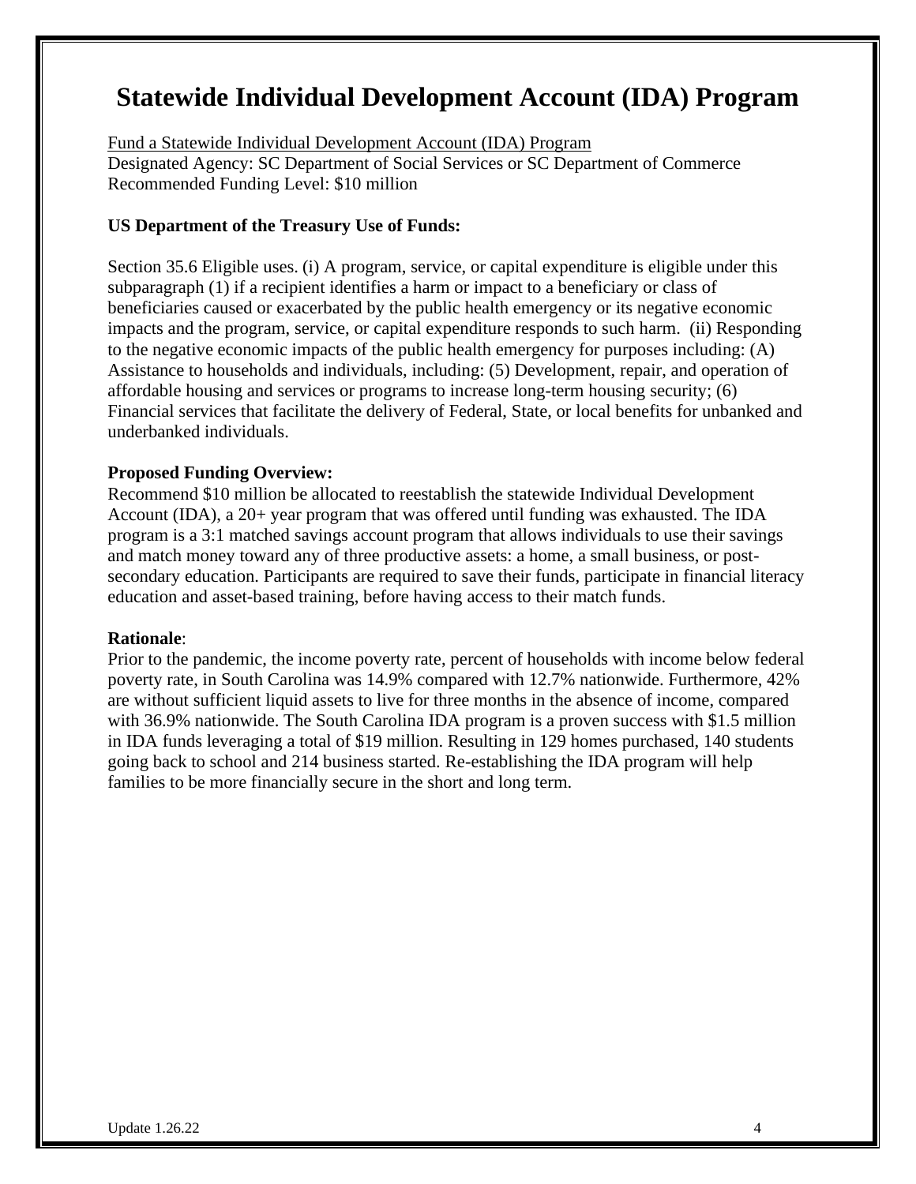# Statewide Individual Development Account (IDA) Program

Fund a Statewide Individual Development Account (IDA) Program
Designated Agency: SC Department of Social Services or SC Department of Commerce
Recommended Funding Level: $10 million

**US Department of the Treasury Use of Funds:**

Section 35.6 Eligible uses. (i) A program, service, or capital expenditure is eligible under this subparagraph (1) if a recipient identifies a harm or impact to a beneficiary or class of beneficiaries caused or exacerbated by the public health emergency or its negative economic impacts and the program, service, or capital expenditure responds to such harm. (ii) Responding to the negative economic impacts of the public health emergency for purposes including: (A) Assistance to households and individuals, including: (5) Development, repair, and operation of affordable housing and services or programs to increase long-term housing security; (6) Financial services that facilitate the delivery of Federal, State, or local benefits for unbanked and underbanked individuals.

**Proposed Funding Overview:**
Recommend $10 million be allocated to reestablish the statewide Individual Development Account (IDA), a 20+ year program that was offered until funding was exhausted. The IDA program is a 3:1 matched savings account program that allows individuals to use their savings and match money toward any of three productive assets: a home, a small business, or post-secondary education. Participants are required to save their funds, participate in financial literacy education and asset-based training, before having access to their match funds.

**Rationale**:
Prior to the pandemic, the income poverty rate, percent of households with income below federal poverty rate, in South Carolina was 14.9% compared with 12.7% nationwide. Furthermore, 42% are without sufficient liquid assets to live for three months in the absence of income, compared with 36.9% nationwide. The South Carolina IDA program is a proven success with $1.5 million in IDA funds leveraging a total of $19 million. Resulting in 129 homes purchased, 140 students going back to school and 214 business started. Re-establishing the IDA program will help families to be more financially secure in the short and long term.

Update 1.26.22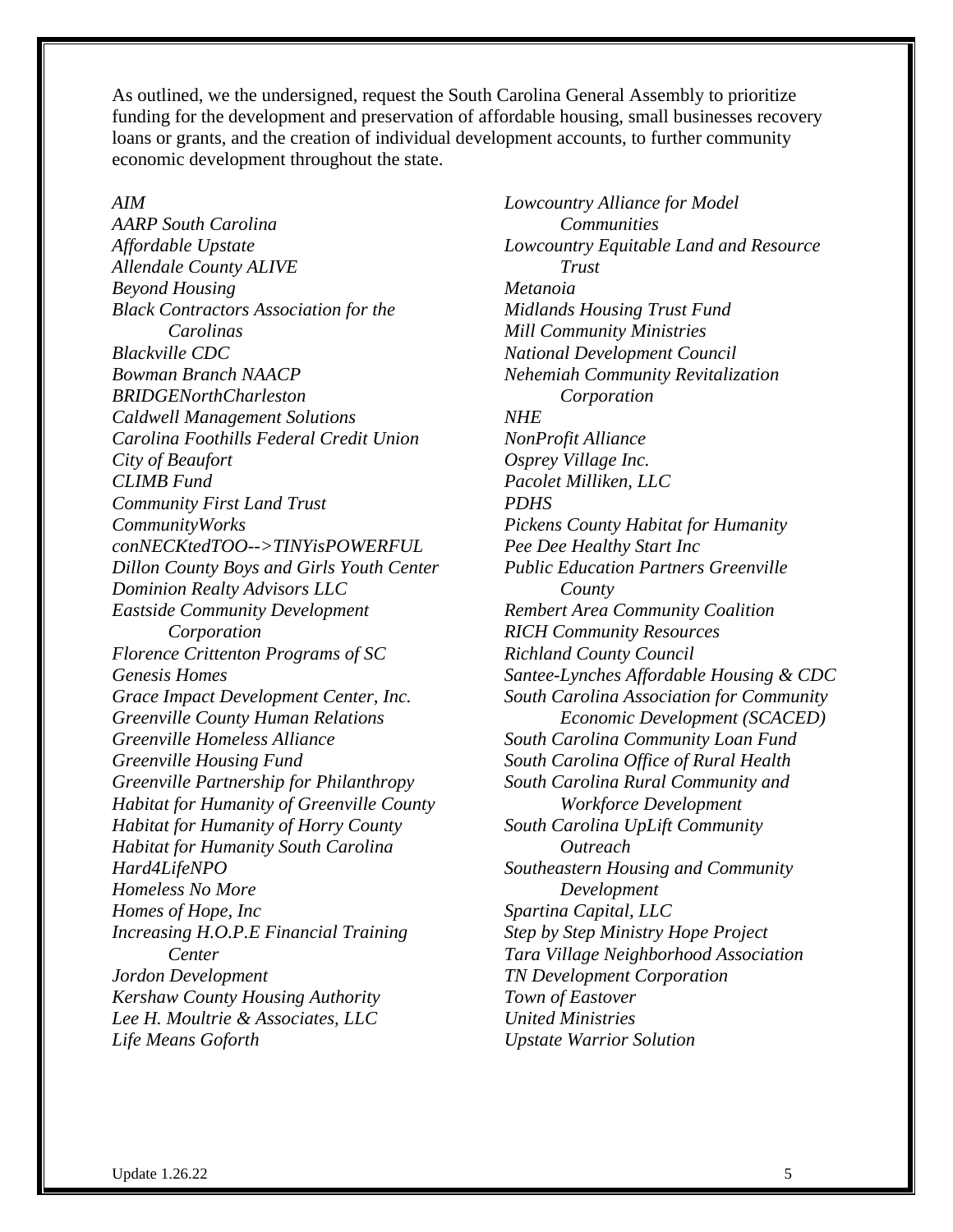As outlined, we the undersigned, request the South Carolina General Assembly to prioritize funding for the development and preservation of affordable housing, small businesses recovery loans or grants, and the creation of individual development accounts, to further community economic development throughout the state.

*AIM*
*AARP South Carolina*
*Affordable Upstate*
*Allendale County ALIVE*
*Beyond Housing*
*Black Contractors Association for the Carolinas*
*Blackville CDC*
*Bowman Branch NAACP*
*BRIDGENorthCharleston*
*Caldwell Management Solutions*
*Carolina Foothills Federal Credit Union*
*City of Beaufort*
*CLIMB Fund*
*Community First Land Trust*
*CommunityWorks*
*conNECKtedTOO-->TINYisPOWERFUL*
*Dillon County Boys and Girls Youth Center*
*Dominion Realty Advisors LLC*
*Eastside Community Development Corporation*
*Florence Crittenton Programs of SC*
*Genesis Homes*
*Grace Impact Development Center, Inc.*
*Greenville County Human Relations*
*Greenville Homeless Alliance*
*Greenville Housing Fund*
*Greenville Partnership for Philanthropy*
*Habitat for Humanity of Greenville County*
*Habitat for Humanity of Horry County*
*Habitat for Humanity South Carolina*
*Hard4LifeNPO*
*Homeless No More*
*Homes of Hope, Inc*
*Increasing H.O.P.E Financial Training Center*
*Jordon Development*
*Kershaw County Housing Authority*
*Lee H. Moultrie & Associates, LLC*
*Life Means Goforth*
*Lowcountry Alliance for Model Communities*
*Lowcountry Equitable Land and Resource Trust*
*Metanoia*
*Midlands Housing Trust Fund*
*Mill Community Ministries*
*National Development Council*
*Nehemiah Community Revitalization Corporation*
*NHE*
*NonProfit Alliance*
*Osprey Village Inc.*
*Pacolet Milliken, LLC*
*PDHS*
*Pickens County Habitat for Humanity*
*Pee Dee Healthy Start Inc*
*Public Education Partners Greenville County*
*Rembert Area Community Coalition*
*RICH Community Resources*
*Richland County Council*
*Santee-Lynches Affordable Housing & CDC*
*South Carolina Association for Community Economic Development (SCACED)*
*South Carolina Community Loan Fund*
*South Carolina Office of Rural Health*
*South Carolina Rural Community and Workforce Development*
*South Carolina UpLift Community Outreach*
*Southeastern Housing and Community Development*
*Spartina Capital, LLC*
*Step by Step Ministry Hope Project*
*Tara Village Neighborhood Association*
*TN Development Corporation*
*Town of Eastover*
*United Ministries*
*Upstate Warrior Solution*

Update 1.26.22